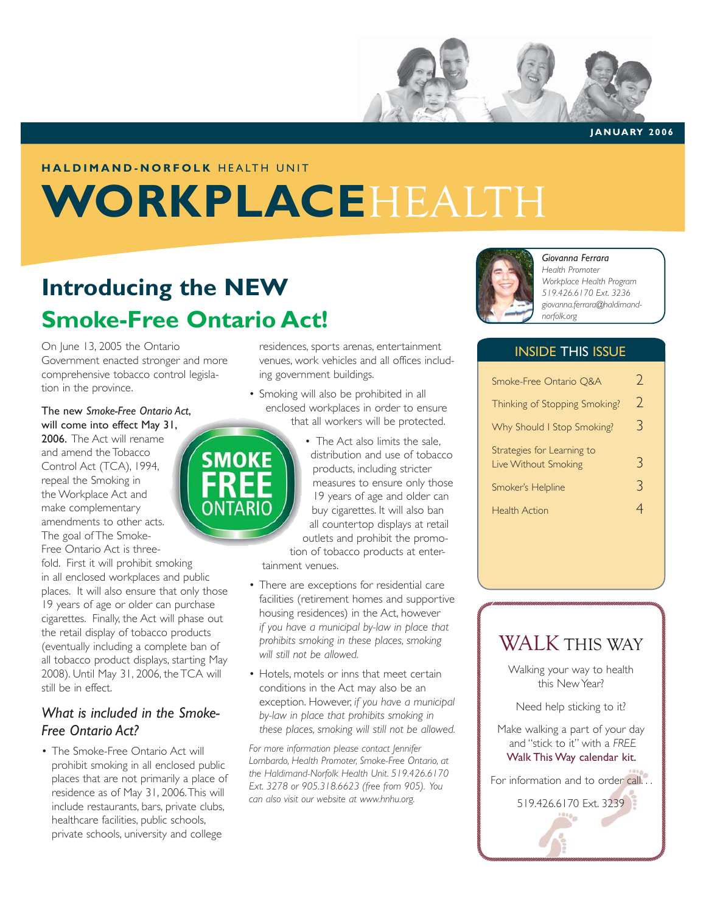JANUARY 2006

HALDIMAND-NORFOLK HEALTH UNIT

# WORKPLACEHEALTH

## Introducing the NEW Smoke-Free Ontario Act!

On June 13, 2005 the Ontario Government enacted stronger and more comprehensive tobacco control legislation in the province.

**The new *Smoke-Free Ontario Act*, will come into effect May 31, 2006.** The Act will rename and amend the Tobacco Control Act (TCA), 1994, repeal the Smoking in the Workplace Act and make complementary amendments to other acts. The goal of The Smoke-Free Ontario Act is three-fold. First it will prohibit smoking in all enclosed workplaces and public places. It will also ensure that only those 19 years of age or older can purchase cigarettes. Finally, the Act will phase out the retail display of tobacco products (eventually including a complete ban of all tobacco product displays, starting May 2008). Until May 31, 2006, the TCA will still be in effect.

SMOKE FREE ONTARIO

### *What is included in the Smoke-Free Ontario Act?*

- The Smoke-Free Ontario Act will prohibit smoking in all enclosed public places that are not primarily a place of residence as of May 31, 2006. This will include restaurants, bars, private clubs, healthcare facilities, public schools, private schools, university and college residences, sports arenas, entertainment venues, work vehicles and all offices including government buildings.
- Smoking will also be prohibited in all enclosed workplaces in order to ensure that all workers will be protected.
- The Act also limits the sale, distribution and use of tobacco products, including stricter measures to ensure only those 19 years of age and older can buy cigarettes. It will also ban all countertop displays at retail outlets and prohibit the promotion of tobacco products at entertainment venues.
- There are exceptions for residential care facilities (retirement homes and supportive housing residences) in the Act, however *if you have a municipal by-law in place that prohibits smoking in these places, smoking will still not be allowed.*
- Hotels, motels or inns that meet certain conditions in the Act may also be an exception. However, *if you have a municipal by-law in place that prohibits smoking in these places, smoking will still not be allowed.*

*For more information please contact Jennifer Lombardo, Health Promoter, Smoke-Free Ontario, at the Haldimand-Norfolk Health Unit. 519.426.6170 Ext. 3278 or 905.318.6623 (free from 905). You can also visit our website at www.hnhu.org.*

*Giovanna Ferrara*
*Health Promoter*
*Workplace Health Program*
*519.426.6170 Ext. 3236*
*giovanna.ferrara@haldimand-norfolk.org*

### INSIDE THIS ISSUE

| | |
|---|---|
| Smoke-Free Ontario Q&A | 2 |
| Thinking of Stopping Smoking? | 2 |
| Why Should I Stop Smoking? | 3 |
| Strategies for Learning to Live Without Smoking | 3 |
| Smoker's Helpline | 3 |
| Health Action | 4 |

### WALK THIS WAY

Walking your way to health this New Year?

Need help sticking to it?

Make walking a part of your day and "stick to it" with a *FREE* **Walk This Way calendar kit.**

For information and to order call...

519.426.6170 Ext. 3239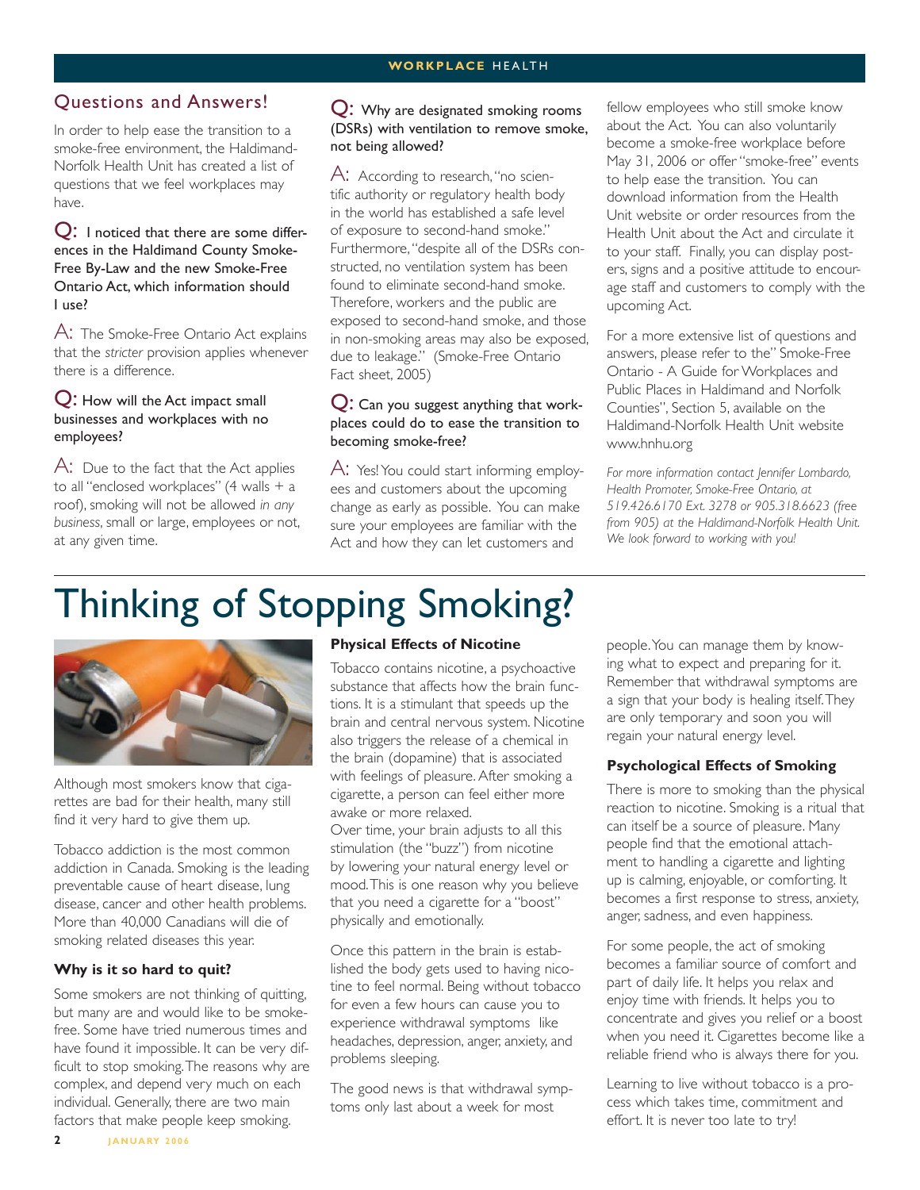## Questions and Answers!

In order to help ease the transition to a smoke-free environment, the Haldimand-Norfolk Health Unit has created a list of questions that we feel workplaces may have.

**Q: I noticed that there are some differences in the Haldimand County Smoke-Free By-Law and the new Smoke-Free Ontario Act, which information should I use?**

A: The Smoke-Free Ontario Act explains that the *stricter* provision applies whenever there is a difference.

**Q: How will the Act impact small businesses and workplaces with no employees?**

A: Due to the fact that the Act applies to all "enclosed workplaces" (4 walls + a roof), smoking will not be allowed *in any business*, small or large, employees or not, at any given time.

**Q: Why are designated smoking rooms (DSRs) with ventilation to remove smoke, not being allowed?**

A: According to research, "no scientific authority or regulatory health body in the world has established a safe level of exposure to second-hand smoke." Furthermore, "despite all of the DSRs constructed, no ventilation system has been found to eliminate second-hand smoke. Therefore, workers and the public are exposed to second-hand smoke, and those in non-smoking areas may also be exposed, due to leakage." (Smoke-Free Ontario Fact sheet, 2005)

**Q: Can you suggest anything that workplaces could do to ease the transition to becoming smoke-free?**

A: Yes! You could start informing employees and customers about the upcoming change as early as possible. You can make sure your employees are familiar with the Act and how they can let customers and fellow employees who still smoke know about the Act. You can also voluntarily become a smoke-free workplace before May 31, 2006 or offer "smoke-free" events to help ease the transition. You can download information from the Health Unit website or order resources from the Health Unit about the Act and circulate it to your staff. Finally, you can display posters, signs and a positive attitude to encourage staff and customers to comply with the upcoming Act.

For a more extensive list of questions and answers, please refer to the" Smoke-Free Ontario - A Guide for Workplaces and Public Places in Haldimand and Norfolk Counties", Section 5, available on the Haldimand-Norfolk Health Unit website www.hnhu.org

*For more information contact Jennifer Lombardo, Health Promoter, Smoke-Free Ontario, at 519.426.6170 Ext. 3278 or 905.318.6623 (free from 905) at the Haldimand-Norfolk Health Unit. We look forward to working with you!*

# Thinking of Stopping Smoking?

Although most smokers know that cigarettes are bad for their health, many still find it very hard to give them up.

Tobacco addiction is the most common addiction in Canada. Smoking is the leading preventable cause of heart disease, lung disease, cancer and other health problems. More than 40,000 Canadians will die of smoking related diseases this year.

### Why is it so hard to quit?

Some smokers are not thinking of quitting, but many are and would like to be smoke-free. Some have tried numerous times and have found it impossible. It can be very difficult to stop smoking. The reasons why are complex, and depend very much on each individual. Generally, there are two main factors that make people keep smoking.

### Physical Effects of Nicotine

Tobacco contains nicotine, a psychoactive substance that affects how the brain functions. It is a stimulant that speeds up the brain and central nervous system. Nicotine also triggers the release of a chemical in the brain (dopamine) that is associated with feelings of pleasure. After smoking a cigarette, a person can feel either more awake or more relaxed.

Over time, your brain adjusts to all this stimulation (the "buzz") from nicotine by lowering your natural energy level or mood. This is one reason why you believe that you need a cigarette for a "boost" physically and emotionally.

Once this pattern in the brain is established the body gets used to having nicotine to feel normal. Being without tobacco for even a few hours can cause you to experience withdrawal symptoms like headaches, depression, anger, anxiety, and problems sleeping.

The good news is that withdrawal symptoms only last about a week for most people. You can manage them by knowing what to expect and preparing for it. Remember that withdrawal symptoms are a sign that your body is healing itself. They are only temporary and soon you will regain your natural energy level.

### Psychological Effects of Smoking

There is more to smoking than the physical reaction to nicotine. Smoking is a ritual that can itself be a source of pleasure. Many people find that the emotional attachment to handling a cigarette and lighting up is calming, enjoyable, or comforting. It becomes a first response to stress, anxiety, anger, sadness, and even happiness.

For some people, the act of smoking becomes a familiar source of comfort and part of daily life. It helps you relax and enjoy time with friends. It helps you to concentrate and gives you relief or a boost when you need it. Cigarettes become like a reliable friend who is always there for you.

Learning to live without tobacco is a process which takes time, commitment and effort. It is never too late to try!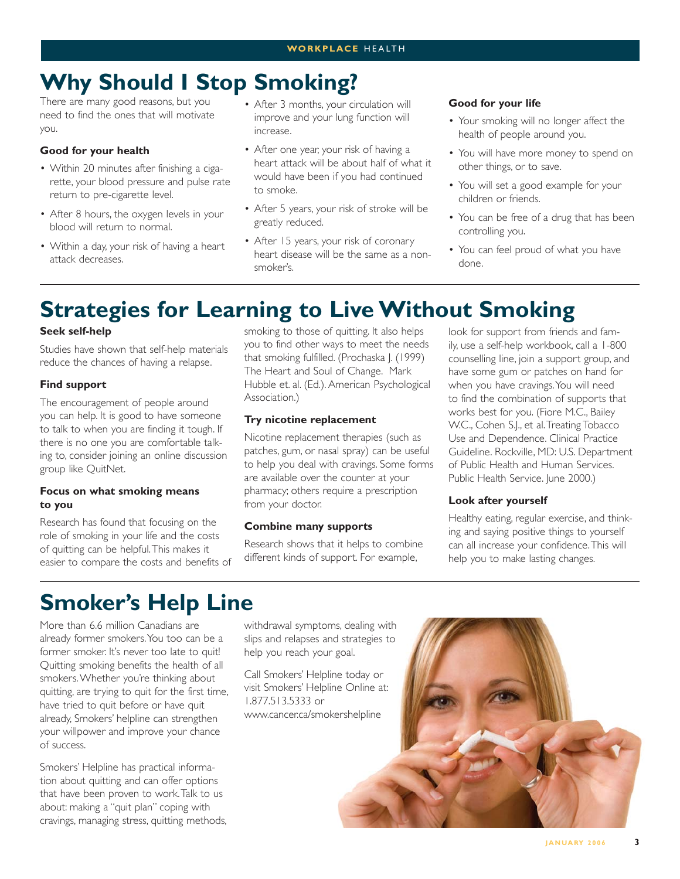# Why Should I Stop Smoking?

There are many good reasons, but you need to find the ones that will motivate you.

**Good for your health**

- Within 20 minutes after finishing a cigarette, your blood pressure and pulse rate return to pre-cigarette level.
- After 8 hours, the oxygen levels in your blood will return to normal.
- Within a day, your risk of having a heart attack decreases.
- After 3 months, your circulation will improve and your lung function will increase.
- After one year, your risk of having a heart attack will be about half of what it would have been if you had continued to smoke.
- After 5 years, your risk of stroke will be greatly reduced.
- After 15 years, your risk of coronary heart disease will be the same as a non-smoker's.

**Good for your life**

- Your smoking will no longer affect the health of people around you.
- You will have more money to spend on other things, or to save.
- You will set a good example for your children or friends.
- You can be free of a drug that has been controlling you.
- You can feel proud of what you have done.

# Strategies for Learning to Live Without Smoking

**Seek self-help**

Studies have shown that self-help materials reduce the chances of having a relapse.

**Find support**

The encouragement of people around you can help. It is good to have someone to talk to when you are finding it tough. If there is no one you are comfortable talking to, consider joining an online discussion group like QuitNet.

**Focus on what smoking means to you**

Research has found that focusing on the role of smoking in your life and the costs of quitting can be helpful. This makes it easier to compare the costs and benefits of smoking to those of quitting. It also helps you to find other ways to meet the needs that smoking fulfilled. (Prochaska J. (1999) The Heart and Soul of Change. Mark Hubble et. al. (Ed.). American Psychological Association.)

**Try nicotine replacement**

Nicotine replacement therapies (such as patches, gum, or nasal spray) can be useful to help you deal with cravings. Some forms are available over the counter at your pharmacy; others require a prescription from your doctor.

**Combine many supports**

Research shows that it helps to combine different kinds of support. For example, look for support from friends and family, use a self-help workbook, call a 1-800 counselling line, join a support group, and have some gum or patches on hand for when you have cravings. You will need to find the combination of supports that works best for you. (Fiore M.C., Bailey W.C., Cohen S.J., et al. Treating Tobacco Use and Dependence. Clinical Practice Guideline. Rockville, MD: U.S. Department of Public Health and Human Services. Public Health Service. June 2000.)

**Look after yourself**

Healthy eating, regular exercise, and thinking and saying positive things to yourself can all increase your confidence. This will help you to make lasting changes.

# Smoker's Help Line

More than 6.6 million Canadians are already former smokers. You too can be a former smoker. It's never too late to quit! Quitting smoking benefits the health of all smokers. Whether you're thinking about quitting, are trying to quit for the first time, have tried to quit before or have quit already, Smokers' helpline can strengthen your willpower and improve your chance of success.

Smokers' Helpline has practical information about quitting and can offer options that have been proven to work. Talk to us about: making a "quit plan" coping with cravings, managing stress, quitting methods, withdrawal symptoms, dealing with slips and relapses and strategies to help you reach your goal.

Call Smokers' Helpline today or visit Smokers' Helpline Online at: 1.877.513.5333 or www.cancer.ca/smokershelpline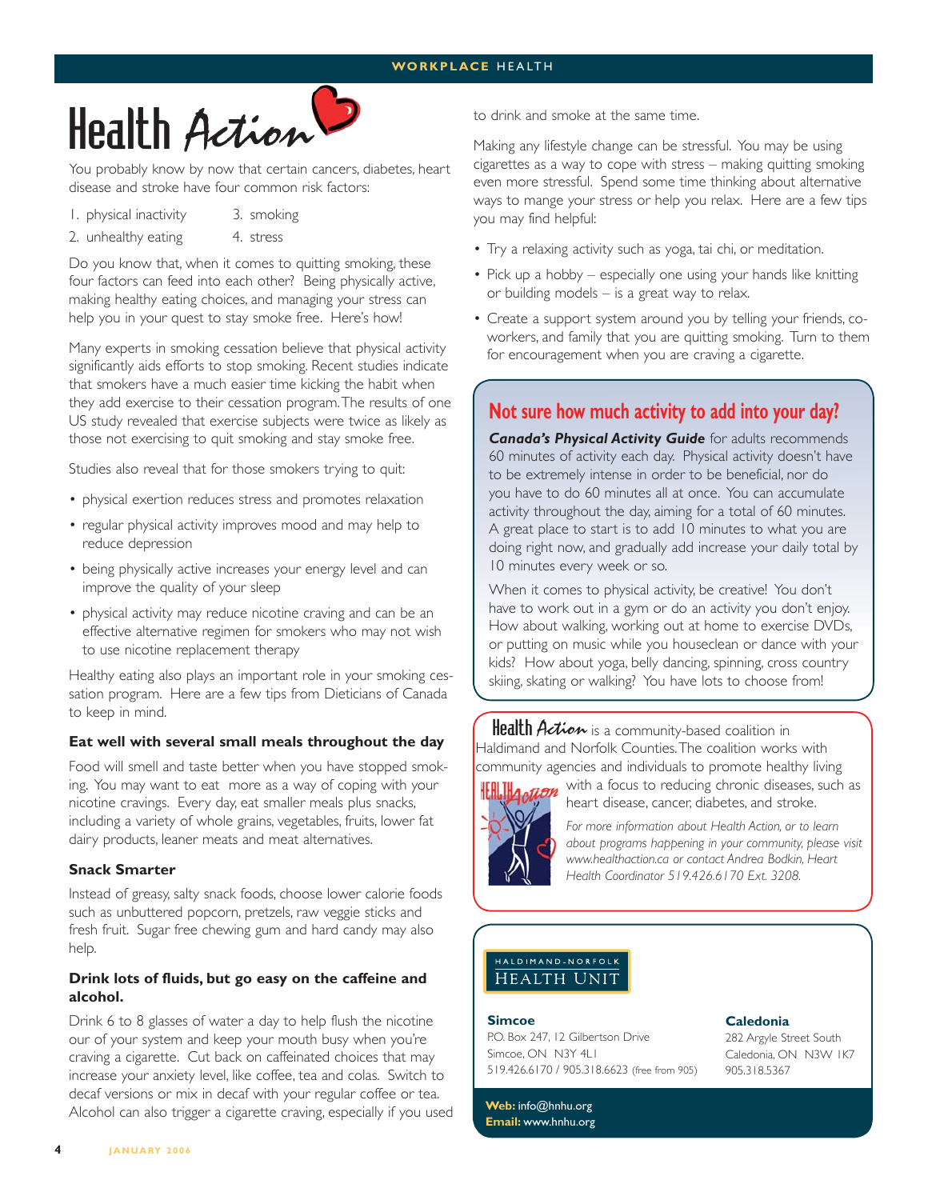# Health Action

You probably know by now that certain cancers, diabetes, heart disease and stroke have four common risk factors:

1. physical inactivity
2. unhealthy eating
3. smoking
4. stress

Do you know that, when it comes to quitting smoking, these four factors can feed into each other? Being physically active, making healthy eating choices, and managing your stress can help you in your quest to stay smoke free. Here's how!

Many experts in smoking cessation believe that physical activity significantly aids efforts to stop smoking. Recent studies indicate that smokers have a much easier time kicking the habit when they add exercise to their cessation program. The results of one US study revealed that exercise subjects were twice as likely as those not exercising to quit smoking and stay smoke free.

Studies also reveal that for those smokers trying to quit:

- physical exertion reduces stress and promotes relaxation
- regular physical activity improves mood and may help to reduce depression
- being physically active increases your energy level and can improve the quality of your sleep
- physical activity may reduce nicotine craving and can be an effective alternative regimen for smokers who may not wish to use nicotine replacement therapy

Healthy eating also plays an important role in your smoking cessation program. Here are a few tips from Dieticians of Canada to keep in mind.

### Eat well with several small meals throughout the day

Food will smell and taste better when you have stopped smoking. You may want to eat more as a way of coping with your nicotine cravings. Every day, eat smaller meals plus snacks, including a variety of whole grains, vegetables, fruits, lower fat dairy products, leaner meats and meat alternatives.

### Snack Smarter

Instead of greasy, salty snack foods, choose lower calorie foods such as unbuttered popcorn, pretzels, raw veggie sticks and fresh fruit. Sugar free chewing gum and hard candy may also help.

### Drink lots of fluids, but go easy on the caffeine and alcohol.

Drink 6 to 8 glasses of water a day to help flush the nicotine our of your system and keep your mouth busy when you're craving a cigarette. Cut back on caffeinated choices that may increase your anxiety level, like coffee, tea and colas. Switch to decaf versions or mix in decaf with your regular coffee or tea. Alcohol can also trigger a cigarette craving, especially if you used to drink and smoke at the same time.

Making any lifestyle change can be stressful. You may be using cigarettes as a way to cope with stress – making quitting smoking even more stressful. Spend some time thinking about alternative ways to mange your stress or help you relax. Here are a few tips you may find helpful:

- Try a relaxing activity such as yoga, tai chi, or meditation.
- Pick up a hobby – especially one using your hands like knitting or building models – is a great way to relax.
- Create a support system around you by telling your friends, co-workers, and family that you are quitting smoking. Turn to them for encouragement when you are craving a cigarette.

## Not sure how much activity to add into your day?

***Canada's Physical Activity Guide*** for adults recommends 60 minutes of activity each day. Physical activity doesn't have to be extremely intense in order to be beneficial, nor do you have to do 60 minutes all at once. You can accumulate activity throughout the day, aiming for a total of 60 minutes. A great place to start is to add 10 minutes to what you are doing right now, and gradually add increase your daily total by 10 minutes every week or so.

When it comes to physical activity, be creative! You don't have to work out in a gym or do an activity you don't enjoy. How about walking, working out at home to exercise DVDs, or putting on music while you houseclean or dance with your kids? How about yoga, belly dancing, spinning, cross country skiing, skating or walking? You have lots to choose from!

**Health Action** is a community-based coalition in Haldimand and Norfolk Counties. The coalition works with community agencies and individuals to promote healthy living with a focus to reducing chronic diseases, such as heart disease, cancer, diabetes, and stroke.

*For more information about Health Action, or to learn about programs happening in your community, please visit www.healthaction.ca or contact Andrea Bodkin, Heart Health Coordinator 519.426.6170 Ext. 3208.*

HALDIMAND-NORFOLK HEALTH UNIT

**Simcoe**
P.O. Box 247, 12 Gilbertson Drive
Simcoe, ON N3Y 4L1
519.426.6170 / 905.318.6623 (free from 905)

**Caledonia**
282 Argyle Street South
Caledonia, ON N3W 1K7
905.318.5367

**Web:** info@hnhu.org
**Email:** www.hnhu.org